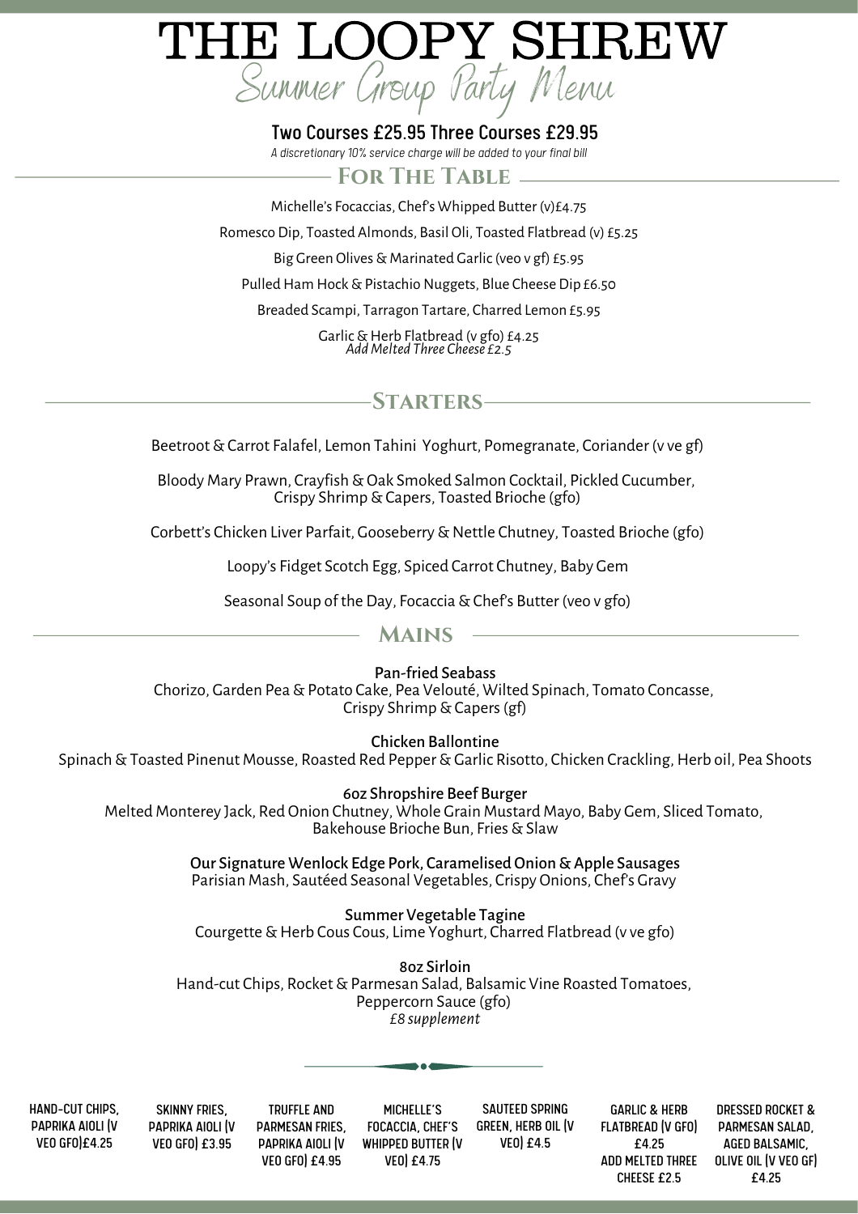# THE LOOPY SHREW

## Summer Group Party Menu

**Two Courses £25.95 Three Courses £29.95**

*A discretionary 10% service charge will be added to your final bill*

## For The Table

Michelle's Focaccias, Chef's Whipped Butter (v)£4.75

Romesco Dip, Toasted Almonds, Basil Oli, Toasted Flatbread (v) £5.25

Big Green Olives & Marinated Garlic (veo v gf) £5.95

Pulled Ham Hock & Pistachio Nuggets, Blue Cheese Dip £6.50

Breaded Scampi, Tarragon Tartare, Charred Lemon £5.95

Garlic & Herb Flatbread (v gfo) £4.25
*Add Melted Three Cheese £2.5*

## Starters

Beetroot & Carrot Falafel, Lemon Tahini Yoghurt, Pomegranate, Coriander (v ve gf)

Bloody Mary Prawn, Crayfish & Oak Smoked Salmon Cocktail, Pickled Cucumber, Crispy Shrimp & Capers, Toasted Brioche (gfo)

Corbett's Chicken Liver Parfait, Gooseberry & Nettle Chutney, Toasted Brioche (gfo)

Loopy's Fidget Scotch Egg, Spiced Carrot Chutney, Baby Gem

Seasonal Soup of the Day, Focaccia & Chef's Butter (veo v gfo)

## Mains

**Pan-fried Seabass**
Chorizo, Garden Pea & Potato Cake, Pea Velouté, Wilted Spinach, Tomato Concasse, Crispy Shrimp & Capers (gf)

**Chicken Ballontine**
Spinach & Toasted Pinenut Mousse, Roasted Red Pepper & Garlic Risotto, Chicken Crackling, Herb oil, Pea Shoots

**6oz Shropshire Beef Burger**
Melted Monterey Jack, Red Onion Chutney, Whole Grain Mustard Mayo, Baby Gem, Sliced Tomato, Bakehouse Brioche Bun, Fries & Slaw

**Our Signature Wenlock Edge Pork, Caramelised Onion & Apple Sausages**
Parisian Mash, Sautéed Seasonal Vegetables, Crispy Onions, Chef's Gravy

**Summer Vegetable Tagine**
Courgette & Herb Cous Cous, Lime Yoghurt, Charred Flatbread (v ve gfo)

**8oz Sirloin**
Hand-cut Chips, Rocket & Parmesan Salad, Balsamic Vine Roasted Tomatoes, Peppercorn Sauce (gfo)
*£8 supplement*

---

HAND-CUT CHIPS, PAPRIKA AIOLI (V VEO GFO)£4.25

SKINNY FRIES, PAPRIKA AIOLI (V VEO GFO) £3.95

TRUFFLE AND PARMESAN FRIES, PAPRIKA AIOLI (V VEO GFO) £4.95

MICHELLE'S FOCACCIA, CHEF'S WHIPPED BUTTER (V VEO) £4.75

SAUTEED SPRING GREEN, HERB OIL (V VEO) £4.5

GARLIC & HERB FLATBREAD (V GFO) £4.25
ADD MELTED THREE CHEESE £2.5

DRESSED ROCKET & PARMESAN SALAD, AGED BALSAMIC, OLIVE OIL (V VEO GF) £4.25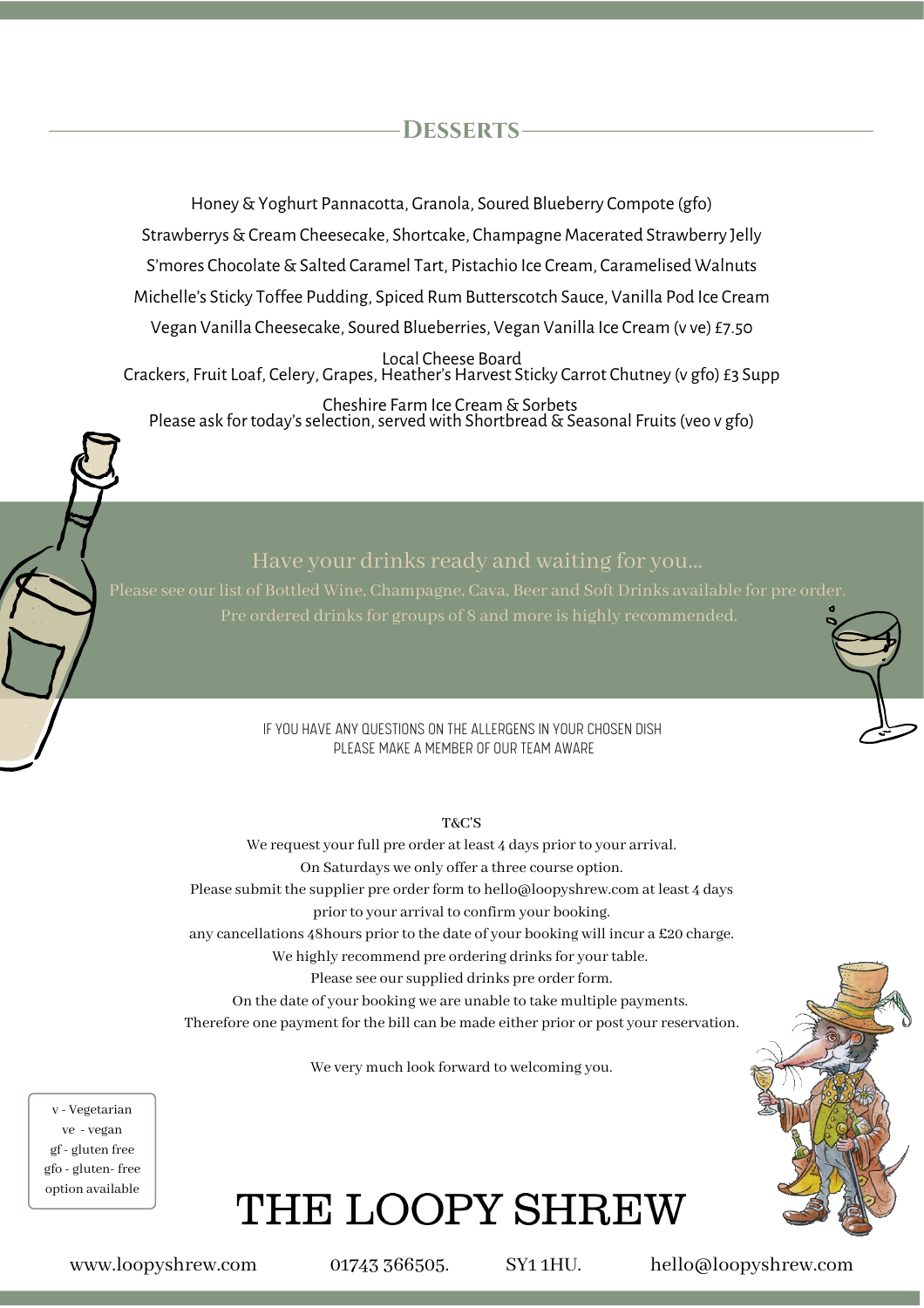## Desserts

Honey & Yoghurt Pannacotta, Granola, Soured Blueberry Compote (gfo)

Strawberrys & Cream Cheesecake, Shortcake, Champagne Macerated Strawberry Jelly

S'mores Chocolate & Salted Caramel Tart, Pistachio Ice Cream, Caramelised Walnuts

Michelle's Sticky Toffee Pudding, Spiced Rum Butterscotch Sauce, Vanilla Pod Ice Cream

Vegan Vanilla Cheesecake, Soured Blueberries, Vegan Vanilla Ice Cream (v ve) £7.50

Local Cheese Board
Crackers, Fruit Loaf, Celery, Grapes, Heather's Harvest Sticky Carrot Chutney (v gfo) £3 Supp

Cheshire Farm Ice Cream & Sorbets
Please ask for today's selection, served with Shortbread & Seasonal Fruits (veo v gfo)

Have your drinks ready and waiting for you...

Please see our list of Bottled Wine, Champagne, Cava, Beer and Soft Drinks available for pre order.
Pre ordered drinks for groups of 8 and more is highly recommended.

IF YOU HAVE ANY QUESTIONS ON THE ALLERGENS IN YOUR CHOSEN DISH
PLEASE MAKE A MEMBER OF OUR TEAM AWARE

T&C'S

We request your full pre order at least 4 days prior to your arrival.
On Saturdays we only offer a three course option.
Please submit the supplier pre order form to hello@loopyshrew.com at least 4 days prior to your arrival to confirm your booking.
any cancellations 48hours prior to the date of your booking will incur a £20 charge.
We highly recommend pre ordering drinks for your table.
Please see our supplied drinks pre order form.
On the date of your booking we are unable to take multiple payments.
Therefore one payment for the bill can be made either prior or post your reservation.

We very much look forward to welcoming you.

v - Vegetarian
ve - vegan
gf - gluten free
gfo - gluten- free option available

# THE LOOPY SHREW

www.loopyshrew.com 01743 366505. SY1 1HU. hello@loopyshrew.com